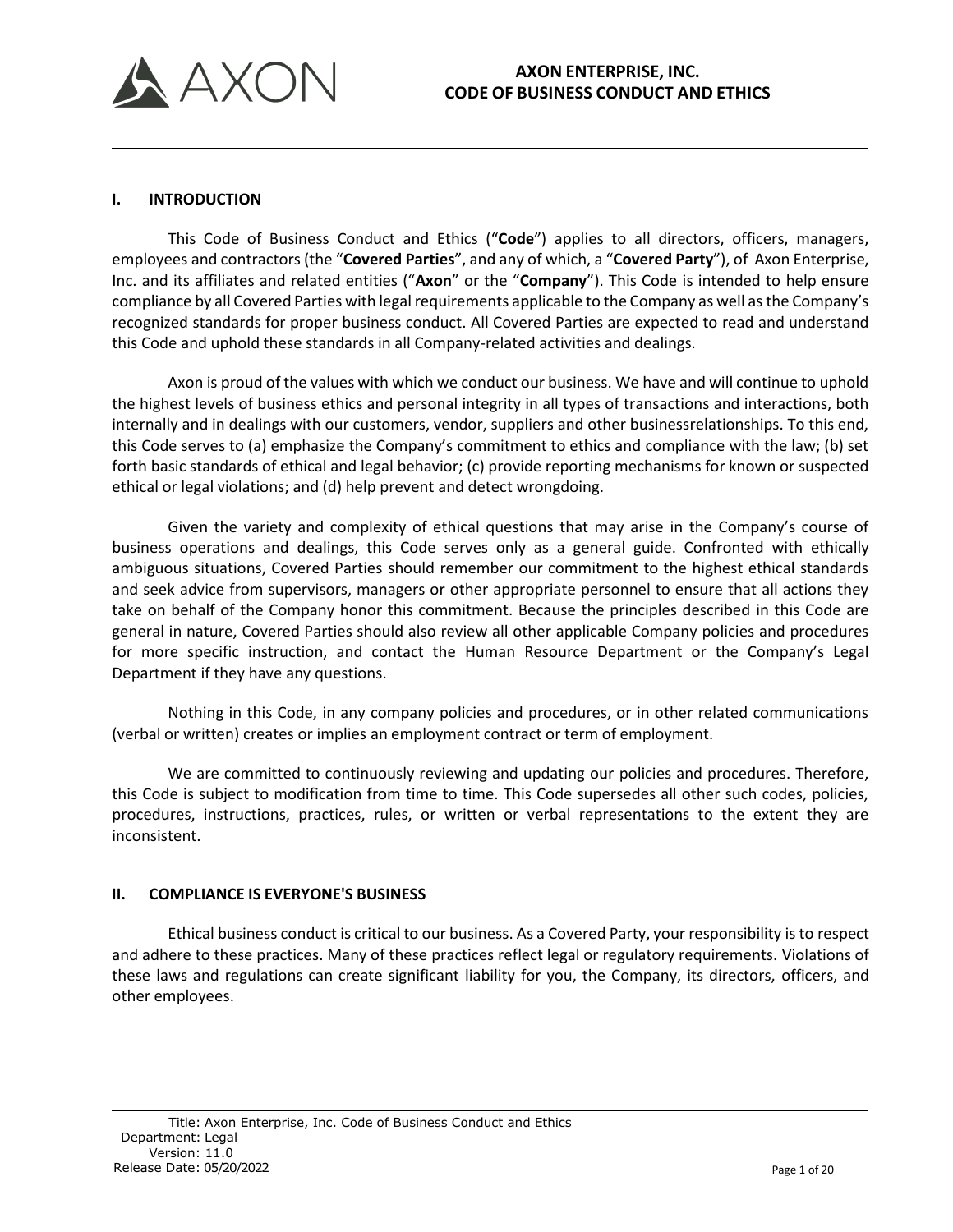# AXON ENTERPRISE, INC.
# CODE OF BUSINESS CONDUCT AND ETHICS

## I. INTRODUCTION

This Code of Business Conduct and Ethics ("**Code**") applies to all directors, officers, managers, employees and contractors (the "**Covered Parties**", and any of which, a "**Covered Party**"), of Axon Enterprise, Inc. and its affiliates and related entities ("**Axon**" or the "**Company**"). This Code is intended to help ensure compliance by all Covered Parties with legal requirements applicable to the Company as well as the Company's recognized standards for proper business conduct. All Covered Parties are expected to read and understand this Code and uphold these standards in all Company-related activities and dealings.

Axon is proud of the values with which we conduct our business. We have and will continue to uphold the highest levels of business ethics and personal integrity in all types of transactions and interactions, both internally and in dealings with our customers, vendor, suppliers and other businessrelationships. To this end, this Code serves to (a) emphasize the Company's commitment to ethics and compliance with the law; (b) set forth basic standards of ethical and legal behavior; (c) provide reporting mechanisms for known or suspected ethical or legal violations; and (d) help prevent and detect wrongdoing.

Given the variety and complexity of ethical questions that may arise in the Company's course of business operations and dealings, this Code serves only as a general guide. Confronted with ethically ambiguous situations, Covered Parties should remember our commitment to the highest ethical standards and seek advice from supervisors, managers or other appropriate personnel to ensure that all actions they take on behalf of the Company honor this commitment. Because the principles described in this Code are general in nature, Covered Parties should also review all other applicable Company policies and procedures for more specific instruction, and contact the Human Resource Department or the Company's Legal Department if they have any questions.

Nothing in this Code, in any company policies and procedures, or in other related communications (verbal or written) creates or implies an employment contract or term of employment.

We are committed to continuously reviewing and updating our policies and procedures. Therefore, this Code is subject to modification from time to time. This Code supersedes all other such codes, policies, procedures, instructions, practices, rules, or written or verbal representations to the extent they are inconsistent.

## II. COMPLIANCE IS EVERYONE'S BUSINESS

Ethical business conduct is critical to our business. As a Covered Party, your responsibility is to respect and adhere to these practices. Many of these practices reflect legal or regulatory requirements. Violations of these laws and regulations can create significant liability for you, the Company, its directors, officers, and other employees.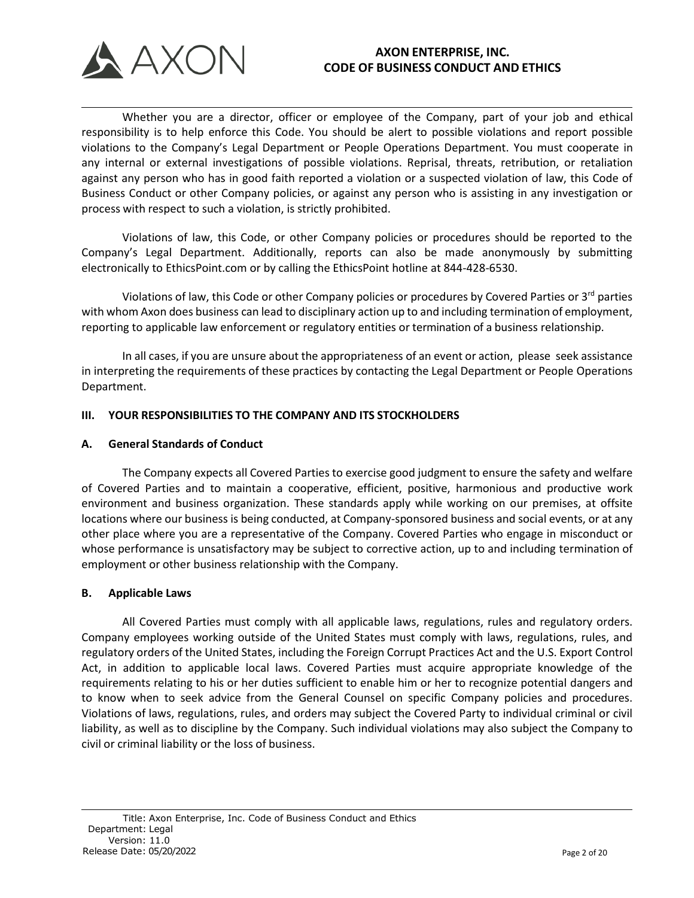Whether you are a director, officer or employee of the Company, part of your job and ethical responsibility is to help enforce this Code. You should be alert to possible violations and report possible violations to the Company's Legal Department or People Operations Department. You must cooperate in any internal or external investigations of possible violations. Reprisal, threats, retribution, or retaliation against any person who has in good faith reported a violation or a suspected violation of law, this Code of Business Conduct or other Company policies, or against any person who is assisting in any investigation or process with respect to such a violation, is strictly prohibited.

Violations of law, this Code, or other Company policies or procedures should be reported to the Company's Legal Department. Additionally, reports can also be made anonymously by submitting electronically to EthicsPoint.com or by calling the EthicsPoint hotline at 844-428-6530.

Violations of law, this Code or other Company policies or procedures by Covered Parties or 3rd parties with whom Axon does business can lead to disciplinary action up to and including termination of employment, reporting to applicable law enforcement or regulatory entities or termination of a business relationship.

In all cases, if you are unsure about the appropriateness of an event or action, please seek assistance in interpreting the requirements of these practices by contacting the Legal Department or People Operations Department.

## III. YOUR RESPONSIBILITIES TO THE COMPANY AND ITS STOCKHOLDERS

### A. General Standards of Conduct

The Company expects all Covered Parties to exercise good judgment to ensure the safety and welfare of Covered Parties and to maintain a cooperative, efficient, positive, harmonious and productive work environment and business organization. These standards apply while working on our premises, at offsite locations where our business is being conducted, at Company-sponsored business and social events, or at any other place where you are a representative of the Company. Covered Parties who engage in misconduct or whose performance is unsatisfactory may be subject to corrective action, up to and including termination of employment or other business relationship with the Company.

### B. Applicable Laws

All Covered Parties must comply with all applicable laws, regulations, rules and regulatory orders. Company employees working outside of the United States must comply with laws, regulations, rules, and regulatory orders of the United States, including the Foreign Corrupt Practices Act and the U.S. Export Control Act, in addition to applicable local laws. Covered Parties must acquire appropriate knowledge of the requirements relating to his or her duties sufficient to enable him or her to recognize potential dangers and to know when to seek advice from the General Counsel on specific Company policies and procedures. Violations of laws, regulations, rules, and orders may subject the Covered Party to individual criminal or civil liability, as well as to discipline by the Company. Such individual violations may also subject the Company to civil or criminal liability or the loss of business.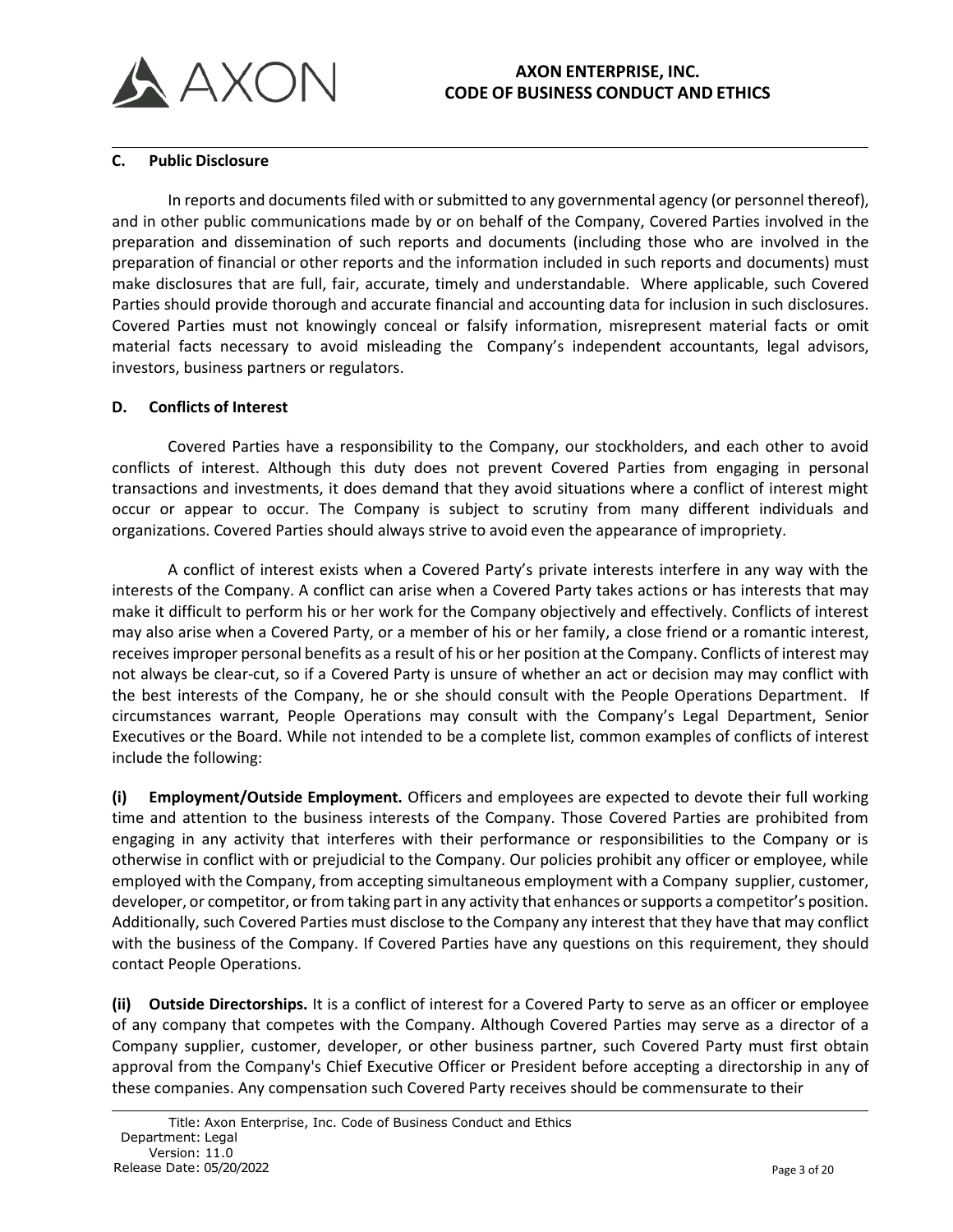### C. Public Disclosure

In reports and documents filed with or submitted to any governmental agency (or personnel thereof), and in other public communications made by or on behalf of the Company, Covered Parties involved in the preparation and dissemination of such reports and documents (including those who are involved in the preparation of financial or other reports and the information included in such reports and documents) must make disclosures that are full, fair, accurate, timely and understandable. Where applicable, such Covered Parties should provide thorough and accurate financial and accounting data for inclusion in such disclosures. Covered Parties must not knowingly conceal or falsify information, misrepresent material facts or omit material facts necessary to avoid misleading the Company's independent accountants, legal advisors, investors, business partners or regulators.

### D. Conflicts of Interest

Covered Parties have a responsibility to the Company, our stockholders, and each other to avoid conflicts of interest. Although this duty does not prevent Covered Parties from engaging in personal transactions and investments, it does demand that they avoid situations where a conflict of interest might occur or appear to occur. The Company is subject to scrutiny from many different individuals and organizations. Covered Parties should always strive to avoid even the appearance of impropriety.

A conflict of interest exists when a Covered Party's private interests interfere in any way with the interests of the Company. A conflict can arise when a Covered Party takes actions or has interests that may make it difficult to perform his or her work for the Company objectively and effectively. Conflicts of interest may also arise when a Covered Party, or a member of his or her family, a close friend or a romantic interest, receives improper personal benefits as a result of his or her position at the Company. Conflicts of interest may not always be clear-cut, so if a Covered Party is unsure of whether an act or decision may may conflict with the best interests of the Company, he or she should consult with the People Operations Department. If circumstances warrant, People Operations may consult with the Company's Legal Department, Senior Executives or the Board. While not intended to be a complete list, common examples of conflicts of interest include the following:

**(i) Employment/Outside Employment.** Officers and employees are expected to devote their full working time and attention to the business interests of the Company. Those Covered Parties are prohibited from engaging in any activity that interferes with their performance or responsibilities to the Company or is otherwise in conflict with or prejudicial to the Company. Our policies prohibit any officer or employee, while employed with the Company, from accepting simultaneous employment with a Company supplier, customer, developer, or competitor, or from taking part in any activity that enhances or supports a competitor's position. Additionally, such Covered Parties must disclose to the Company any interest that they have that may conflict with the business of the Company. If Covered Parties have any questions on this requirement, they should contact People Operations.

**(ii) Outside Directorships.** It is a conflict of interest for a Covered Party to serve as an officer or employee of any company that competes with the Company. Although Covered Parties may serve as a director of a Company supplier, customer, developer, or other business partner, such Covered Party must first obtain approval from the Company's Chief Executive Officer or President before accepting a directorship in any of these companies. Any compensation such Covered Party receives should be commensurate to their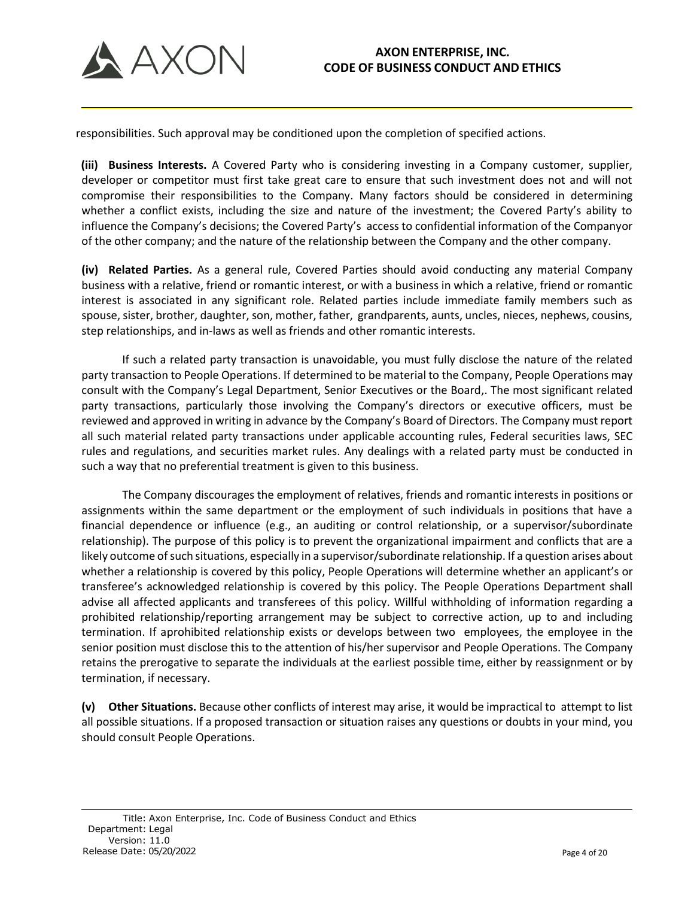responsibilities. Such approval may be conditioned upon the completion of specified actions.

**(iii) Business Interests.** A Covered Party who is considering investing in a Company customer, supplier, developer or competitor must first take great care to ensure that such investment does not and will not compromise their responsibilities to the Company. Many factors should be considered in determining whether a conflict exists, including the size and nature of the investment; the Covered Party's ability to influence the Company's decisions; the Covered Party's access to confidential information of the Companyor of the other company; and the nature of the relationship between the Company and the other company.

**(iv) Related Parties.** As a general rule, Covered Parties should avoid conducting any material Company business with a relative, friend or romantic interest, or with a business in which a relative, friend or romantic interest is associated in any significant role. Related parties include immediate family members such as spouse, sister, brother, daughter, son, mother, father, grandparents, aunts, uncles, nieces, nephews, cousins, step relationships, and in-laws as well as friends and other romantic interests.

If such a related party transaction is unavoidable, you must fully disclose the nature of the related party transaction to People Operations. If determined to be material to the Company, People Operations may consult with the Company's Legal Department, Senior Executives or the Board,. The most significant related party transactions, particularly those involving the Company's directors or executive officers, must be reviewed and approved in writing in advance by the Company's Board of Directors. The Company must report all such material related party transactions under applicable accounting rules, Federal securities laws, SEC rules and regulations, and securities market rules. Any dealings with a related party must be conducted in such a way that no preferential treatment is given to this business.

The Company discourages the employment of relatives, friends and romantic interests in positions or assignments within the same department or the employment of such individuals in positions that have a financial dependence or influence (e.g., an auditing or control relationship, or a supervisor/subordinate relationship). The purpose of this policy is to prevent the organizational impairment and conflicts that are a likely outcome of such situations, especially in a supervisor/subordinate relationship. If a question arises about whether a relationship is covered by this policy, People Operations will determine whether an applicant's or transferee's acknowledged relationship is covered by this policy. The People Operations Department shall advise all affected applicants and transferees of this policy. Willful withholding of information regarding a prohibited relationship/reporting arrangement may be subject to corrective action, up to and including termination. If aprohibited relationship exists or develops between two employees, the employee in the senior position must disclose this to the attention of his/her supervisor and People Operations. The Company retains the prerogative to separate the individuals at the earliest possible time, either by reassignment or by termination, if necessary.

**(v) Other Situations.** Because other conflicts of interest may arise, it would be impractical to attempt to list all possible situations. If a proposed transaction or situation raises any questions or doubts in your mind, you should consult People Operations.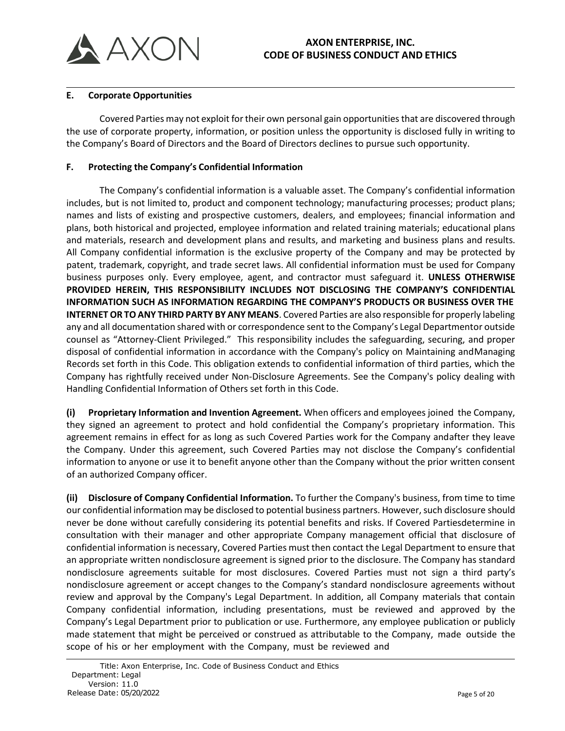### E. Corporate Opportunities

Covered Parties may not exploit for their own personal gain opportunities that are discovered through the use of corporate property, information, or position unless the opportunity is disclosed fully in writing to the Company's Board of Directors and the Board of Directors declines to pursue such opportunity.

### F. Protecting the Company's Confidential Information

The Company's confidential information is a valuable asset. The Company's confidential information includes, but is not limited to, product and component technology; manufacturing processes; product plans; names and lists of existing and prospective customers, dealers, and employees; financial information and plans, both historical and projected, employee information and related training materials; educational plans and materials, research and development plans and results, and marketing and business plans and results. All Company confidential information is the exclusive property of the Company and may be protected by patent, trademark, copyright, and trade secret laws. All confidential information must be used for Company business purposes only. Every employee, agent, and contractor must safeguard it. **UNLESS OTHERWISE PROVIDED HEREIN, THIS RESPONSIBILITY INCLUDES NOT DISCLOSING THE COMPANY'S CONFIDENTIAL INFORMATION SUCH AS INFORMATION REGARDING THE COMPANY'S PRODUCTS OR BUSINESS OVER THE INTERNET OR TO ANY THIRD PARTY BY ANY MEANS**. Covered Parties are also responsible for properly labeling any and all documentation shared with or correspondence sent to the Company's Legal Departmentor outside counsel as "Attorney-Client Privileged." This responsibility includes the safeguarding, securing, and proper disposal of confidential information in accordance with the Company's policy on Maintaining andManaging Records set forth in this Code. This obligation extends to confidential information of third parties, which the Company has rightfully received under Non-Disclosure Agreements. See the Company's policy dealing with Handling Confidential Information of Others set forth in this Code.

**(i) Proprietary Information and Invention Agreement.** When officers and employees joined the Company, they signed an agreement to protect and hold confidential the Company's proprietary information. This agreement remains in effect for as long as such Covered Parties work for the Company andafter they leave the Company. Under this agreement, such Covered Parties may not disclose the Company's confidential information to anyone or use it to benefit anyone other than the Company without the prior written consent of an authorized Company officer.

**(ii) Disclosure of Company Confidential Information.** To further the Company's business, from time to time our confidential information may be disclosed to potential business partners. However, such disclosure should never be done without carefully considering its potential benefits and risks. If Covered Partiesdetermine in consultation with their manager and other appropriate Company management official that disclosure of confidential information is necessary, Covered Parties must then contact the Legal Department to ensure that an appropriate written nondisclosure agreement is signed prior to the disclosure. The Company has standard nondisclosure agreements suitable for most disclosures. Covered Parties must not sign a third party's nondisclosure agreement or accept changes to the Company's standard nondisclosure agreements without review and approval by the Company's Legal Department. In addition, all Company materials that contain Company confidential information, including presentations, must be reviewed and approved by the Company's Legal Department prior to publication or use. Furthermore, any employee publication or publicly made statement that might be perceived or construed as attributable to the Company, made outside the scope of his or her employment with the Company, must be reviewed and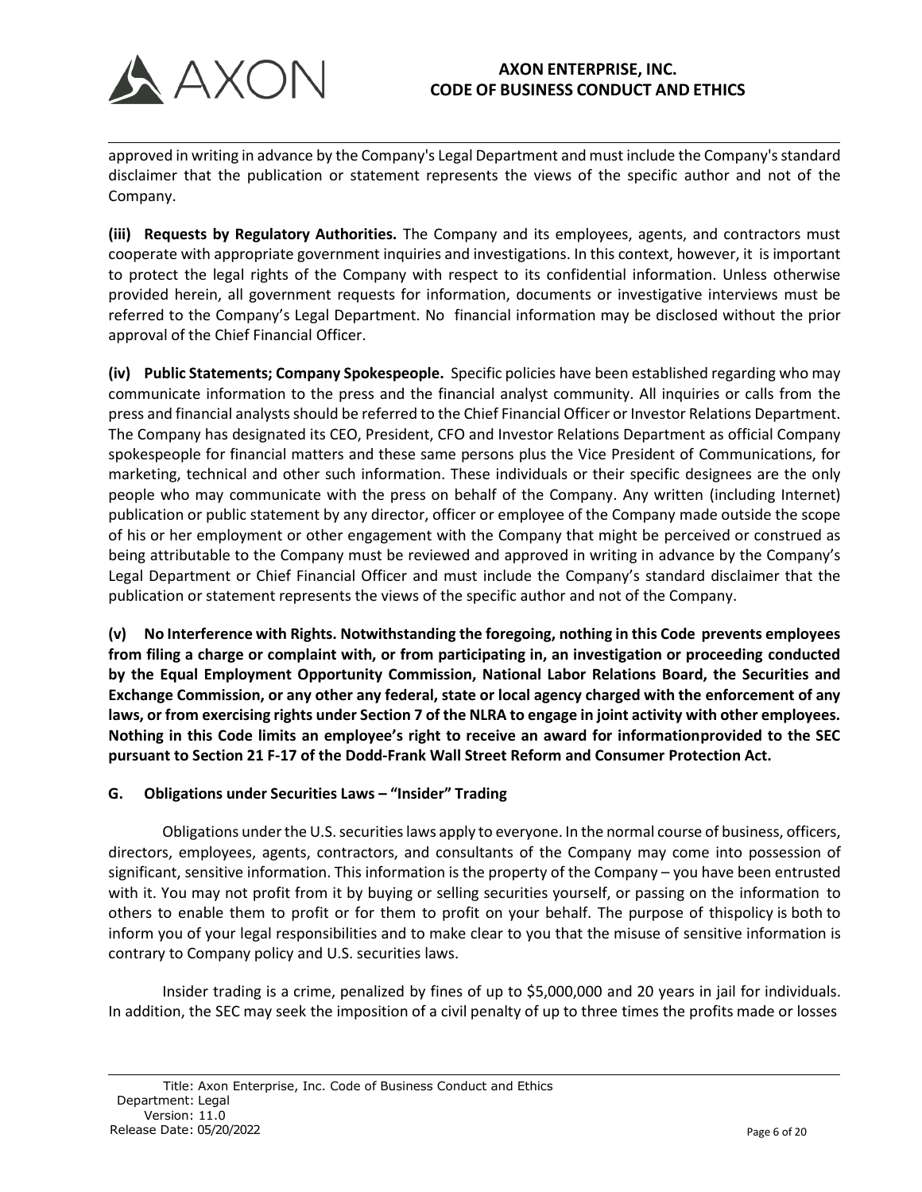approved in writing in advance by the Company's Legal Department and must include the Company's standard disclaimer that the publication or statement represents the views of the specific author and not of the Company.

**(iii) Requests by Regulatory Authorities.** The Company and its employees, agents, and contractors must cooperate with appropriate government inquiries and investigations. In this context, however, it is important to protect the legal rights of the Company with respect to its confidential information. Unless otherwise provided herein, all government requests for information, documents or investigative interviews must be referred to the Company's Legal Department. No financial information may be disclosed without the prior approval of the Chief Financial Officer.

**(iv) Public Statements; Company Spokespeople.** Specific policies have been established regarding who may communicate information to the press and the financial analyst community. All inquiries or calls from the press and financial analysts should be referred to the Chief Financial Officer or Investor Relations Department. The Company has designated its CEO, President, CFO and Investor Relations Department as official Company spokespeople for financial matters and these same persons plus the Vice President of Communications, for marketing, technical and other such information. These individuals or their specific designees are the only people who may communicate with the press on behalf of the Company. Any written (including Internet) publication or public statement by any director, officer or employee of the Company made outside the scope of his or her employment or other engagement with the Company that might be perceived or construed as being attributable to the Company must be reviewed and approved in writing in advance by the Company's Legal Department or Chief Financial Officer and must include the Company's standard disclaimer that the publication or statement represents the views of the specific author and not of the Company.

**(v) No Interference with Rights. Notwithstanding the foregoing, nothing in this Code prevents employees from filing a charge or complaint with, or from participating in, an investigation or proceeding conducted by the Equal Employment Opportunity Commission, National Labor Relations Board, the Securities and Exchange Commission, or any other any federal, state or local agency charged with the enforcement of any laws, or from exercising rights under Section 7 of the NLRA to engage in joint activity with other employees. Nothing in this Code limits an employee's right to receive an award for informationprovided to the SEC pursuant to Section 21 F-17 of the Dodd-Frank Wall Street Reform and Consumer Protection Act.**

**G. Obligations under Securities Laws – "Insider" Trading**

Obligations under the U.S. securities laws apply to everyone. In the normal course of business, officers, directors, employees, agents, contractors, and consultants of the Company may come into possession of significant, sensitive information. This information is the property of the Company – you have been entrusted with it. You may not profit from it by buying or selling securities yourself, or passing on the information to others to enable them to profit or for them to profit on your behalf. The purpose of thispolicy is both to inform you of your legal responsibilities and to make clear to you that the misuse of sensitive information is contrary to Company policy and U.S. securities laws.

Insider trading is a crime, penalized by fines of up to $5,000,000 and 20 years in jail for individuals. In addition, the SEC may seek the imposition of a civil penalty of up to three times the profits made or losses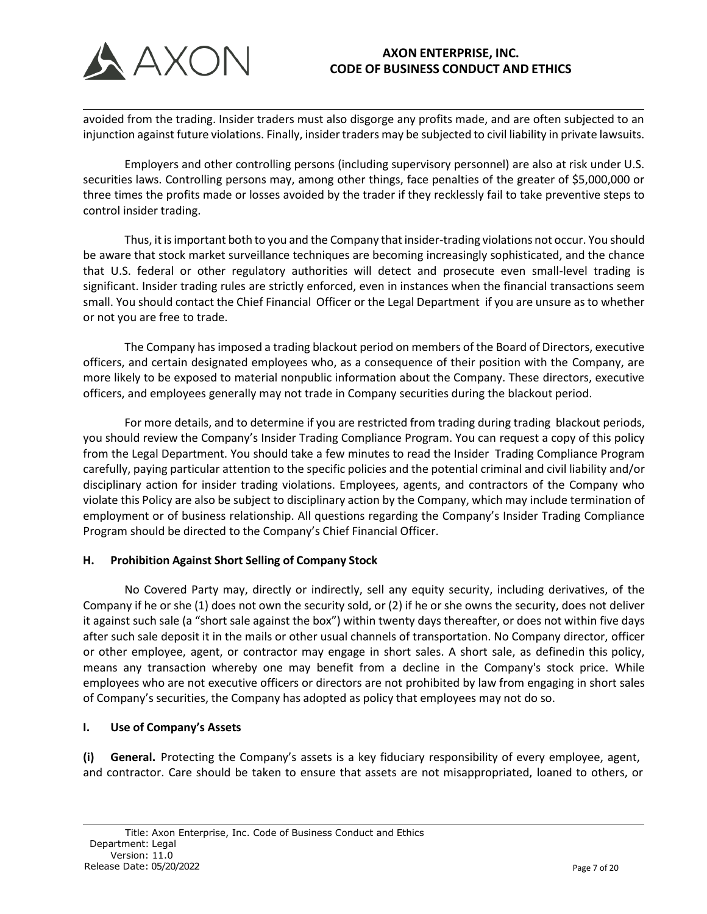avoided from the trading. Insider traders must also disgorge any profits made, and are often subjected to an injunction against future violations. Finally, insider traders may be subjected to civil liability in private lawsuits.

Employers and other controlling persons (including supervisory personnel) are also at risk under U.S. securities laws. Controlling persons may, among other things, face penalties of the greater of $5,000,000 or three times the profits made or losses avoided by the trader if they recklessly fail to take preventive steps to control insider trading.

Thus, it is important both to you and the Company that insider-trading violations not occur. You should be aware that stock market surveillance techniques are becoming increasingly sophisticated, and the chance that U.S. federal or other regulatory authorities will detect and prosecute even small-level trading is significant. Insider trading rules are strictly enforced, even in instances when the financial transactions seem small. You should contact the Chief Financial Officer or the Legal Department if you are unsure as to whether or not you are free to trade.

The Company has imposed a trading blackout period on members of the Board of Directors, executive officers, and certain designated employees who, as a consequence of their position with the Company, are more likely to be exposed to material nonpublic information about the Company. These directors, executive officers, and employees generally may not trade in Company securities during the blackout period.

For more details, and to determine if you are restricted from trading during trading blackout periods, you should review the Company's Insider Trading Compliance Program. You can request a copy of this policy from the Legal Department. You should take a few minutes to read the Insider Trading Compliance Program carefully, paying particular attention to the specific policies and the potential criminal and civil liability and/or disciplinary action for insider trading violations. Employees, agents, and contractors of the Company who violate this Policy are also be subject to disciplinary action by the Company, which may include termination of employment or of business relationship. All questions regarding the Company's Insider Trading Compliance Program should be directed to the Company's Chief Financial Officer.

### H. Prohibition Against Short Selling of Company Stock

No Covered Party may, directly or indirectly, sell any equity security, including derivatives, of the Company if he or she (1) does not own the security sold, or (2) if he or she owns the security, does not deliver it against such sale (a "short sale against the box") within twenty days thereafter, or does not within five days after such sale deposit it in the mails or other usual channels of transportation. No Company director, officer or other employee, agent, or contractor may engage in short sales. A short sale, as definedin this policy, means any transaction whereby one may benefit from a decline in the Company's stock price. While employees who are not executive officers or directors are not prohibited by law from engaging in short sales of Company's securities, the Company has adopted as policy that employees may not do so.

### I. Use of Company's Assets

**(i) General.** Protecting the Company's assets is a key fiduciary responsibility of every employee, agent, and contractor. Care should be taken to ensure that assets are not misappropriated, loaned to others, or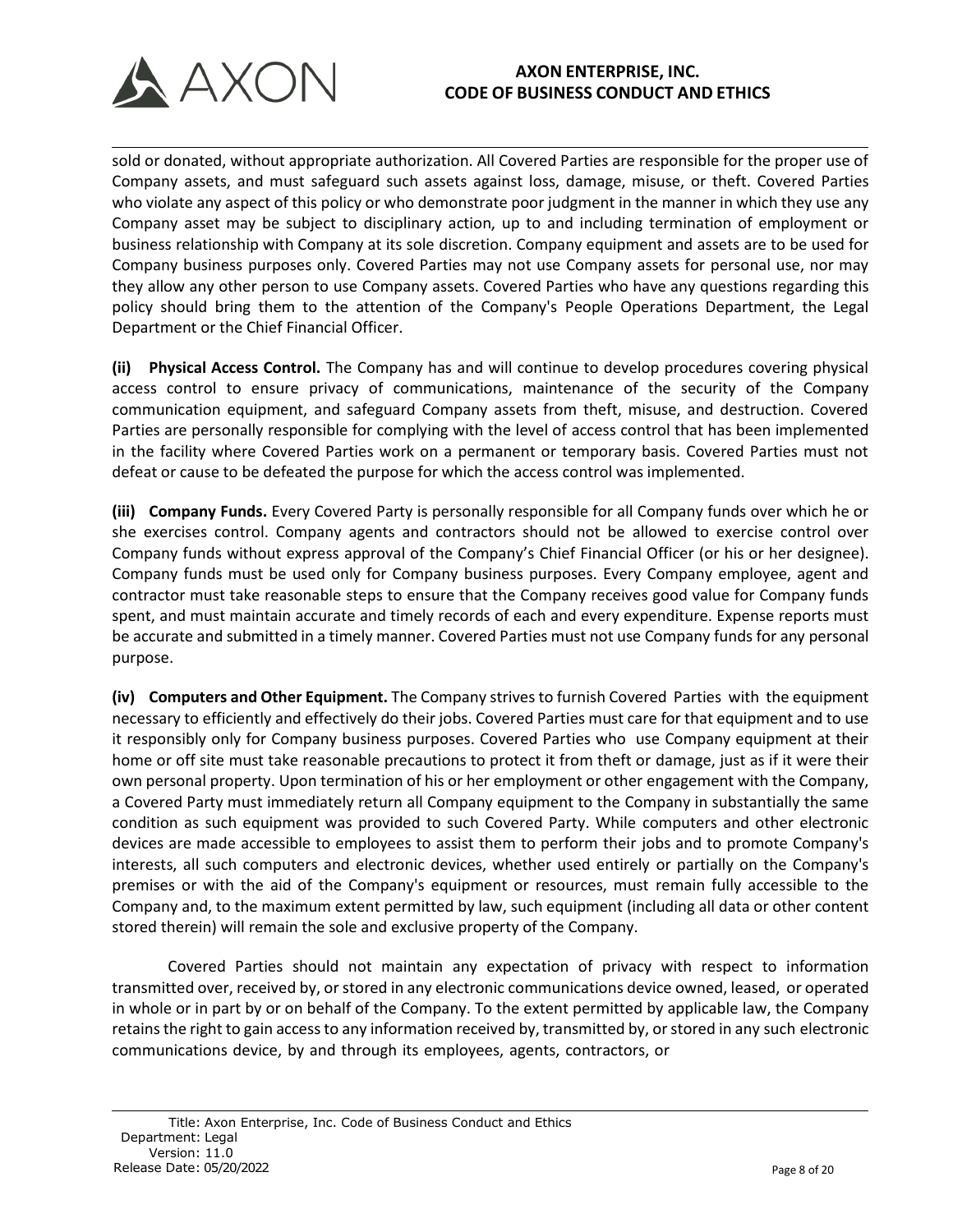sold or donated, without appropriate authorization. All Covered Parties are responsible for the proper use of Company assets, and must safeguard such assets against loss, damage, misuse, or theft. Covered Parties who violate any aspect of this policy or who demonstrate poor judgment in the manner in which they use any Company asset may be subject to disciplinary action, up to and including termination of employment or business relationship with Company at its sole discretion. Company equipment and assets are to be used for Company business purposes only. Covered Parties may not use Company assets for personal use, nor may they allow any other person to use Company assets. Covered Parties who have any questions regarding this policy should bring them to the attention of the Company's People Operations Department, the Legal Department or the Chief Financial Officer.

**(ii) Physical Access Control.** The Company has and will continue to develop procedures covering physical access control to ensure privacy of communications, maintenance of the security of the Company communication equipment, and safeguard Company assets from theft, misuse, and destruction. Covered Parties are personally responsible for complying with the level of access control that has been implemented in the facility where Covered Parties work on a permanent or temporary basis. Covered Parties must not defeat or cause to be defeated the purpose for which the access control was implemented.

**(iii) Company Funds.** Every Covered Party is personally responsible for all Company funds over which he or she exercises control. Company agents and contractors should not be allowed to exercise control over Company funds without express approval of the Company's Chief Financial Officer (or his or her designee). Company funds must be used only for Company business purposes. Every Company employee, agent and contractor must take reasonable steps to ensure that the Company receives good value for Company funds spent, and must maintain accurate and timely records of each and every expenditure. Expense reports must be accurate and submitted in a timely manner. Covered Parties must not use Company funds for any personal purpose.

**(iv) Computers and Other Equipment.** The Company strives to furnish Covered Parties with the equipment necessary to efficiently and effectively do their jobs. Covered Parties must care for that equipment and to use it responsibly only for Company business purposes. Covered Parties who use Company equipment at their home or off site must take reasonable precautions to protect it from theft or damage, just as if it were their own personal property. Upon termination of his or her employment or other engagement with the Company, a Covered Party must immediately return all Company equipment to the Company in substantially the same condition as such equipment was provided to such Covered Party. While computers and other electronic devices are made accessible to employees to assist them to perform their jobs and to promote Company's interests, all such computers and electronic devices, whether used entirely or partially on the Company's premises or with the aid of the Company's equipment or resources, must remain fully accessible to the Company and, to the maximum extent permitted by law, such equipment (including all data or other content stored therein) will remain the sole and exclusive property of the Company.

Covered Parties should not maintain any expectation of privacy with respect to information transmitted over, received by, or stored in any electronic communications device owned, leased, or operated in whole or in part by or on behalf of the Company. To the extent permitted by applicable law, the Company retains the right to gain access to any information received by, transmitted by, or stored in any such electronic communications device, by and through its employees, agents, contractors, or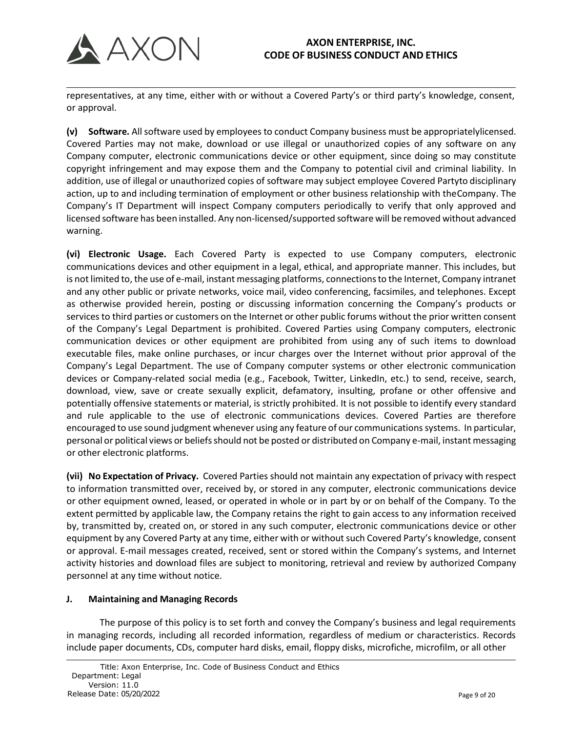representatives, at any time, either with or without a Covered Party's or third party's knowledge, consent, or approval.

**(v) Software.** All software used by employees to conduct Company business must be appropriatelylicensed. Covered Parties may not make, download or use illegal or unauthorized copies of any software on any Company computer, electronic communications device or other equipment, since doing so may constitute copyright infringement and may expose them and the Company to potential civil and criminal liability. In addition, use of illegal or unauthorized copies of software may subject employee Covered Partyto disciplinary action, up to and including termination of employment or other business relationship with theCompany. The Company's IT Department will inspect Company computers periodically to verify that only approved and licensed software has been installed. Any non-licensed/supported software will be removed without advanced warning.

**(vi) Electronic Usage.** Each Covered Party is expected to use Company computers, electronic communications devices and other equipment in a legal, ethical, and appropriate manner. This includes, but is not limited to, the use of e-mail, instant messaging platforms, connections to the Internet, Company intranet and any other public or private networks, voice mail, video conferencing, facsimiles, and telephones. Except as otherwise provided herein, posting or discussing information concerning the Company's products or services to third parties or customers on the Internet or other public forums without the prior written consent of the Company's Legal Department is prohibited. Covered Parties using Company computers, electronic communication devices or other equipment are prohibited from using any of such items to download executable files, make online purchases, or incur charges over the Internet without prior approval of the Company's Legal Department. The use of Company computer systems or other electronic communication devices or Company-related social media (e.g., Facebook, Twitter, LinkedIn, etc.) to send, receive, search, download, view, save or create sexually explicit, defamatory, insulting, profane or other offensive and potentially offensive statements or material, is strictly prohibited. It is not possible to identify every standard and rule applicable to the use of electronic communications devices. Covered Parties are therefore encouraged to use sound judgment whenever using any feature of our communications systems. In particular, personal or political views or beliefs should not be posted or distributed on Company e-mail, instant messaging or other electronic platforms.

**(vii) No Expectation of Privacy.** Covered Parties should not maintain any expectation of privacy with respect to information transmitted over, received by, or stored in any computer, electronic communications device or other equipment owned, leased, or operated in whole or in part by or on behalf of the Company. To the extent permitted by applicable law, the Company retains the right to gain access to any information received by, transmitted by, created on, or stored in any such computer, electronic communications device or other equipment by any Covered Party at any time, either with or without such Covered Party's knowledge, consent or approval. E-mail messages created, received, sent or stored within the Company's systems, and Internet activity histories and download files are subject to monitoring, retrieval and review by authorized Company personnel at any time without notice.

### J. Maintaining and Managing Records

The purpose of this policy is to set forth and convey the Company's business and legal requirements in managing records, including all recorded information, regardless of medium or characteristics. Records include paper documents, CDs, computer hard disks, email, floppy disks, microfiche, microfilm, or all other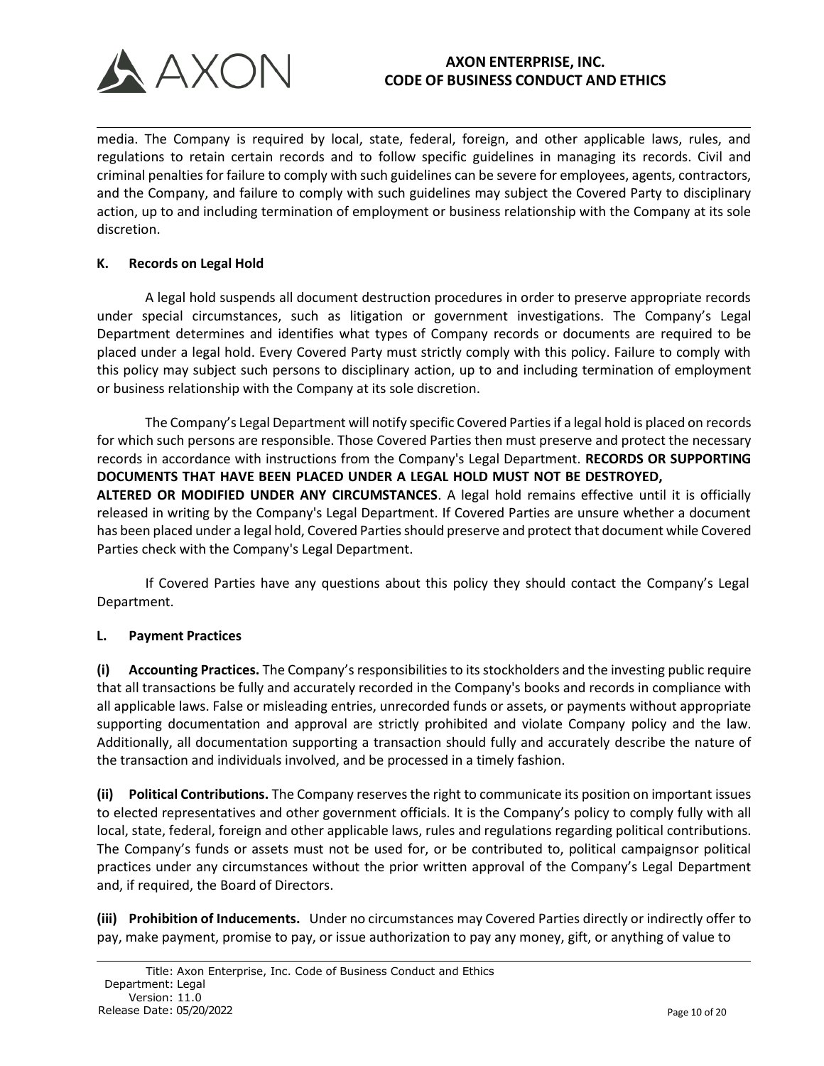media. The Company is required by local, state, federal, foreign, and other applicable laws, rules, and regulations to retain certain records and to follow specific guidelines in managing its records. Civil and criminal penalties for failure to comply with such guidelines can be severe for employees, agents, contractors, and the Company, and failure to comply with such guidelines may subject the Covered Party to disciplinary action, up to and including termination of employment or business relationship with the Company at its sole discretion.

**K. Records on Legal Hold**

A legal hold suspends all document destruction procedures in order to preserve appropriate records under special circumstances, such as litigation or government investigations. The Company's Legal Department determines and identifies what types of Company records or documents are required to be placed under a legal hold. Every Covered Party must strictly comply with this policy. Failure to comply with this policy may subject such persons to disciplinary action, up to and including termination of employment or business relationship with the Company at its sole discretion.

The Company's Legal Department will notify specific Covered Parties if a legal hold is placed on records for which such persons are responsible. Those Covered Parties then must preserve and protect the necessary records in accordance with instructions from the Company's Legal Department. **RECORDS OR SUPPORTING DOCUMENTS THAT HAVE BEEN PLACED UNDER A LEGAL HOLD MUST NOT BE DESTROYED, ALTERED OR MODIFIED UNDER ANY CIRCUMSTANCES**. A legal hold remains effective until it is officially released in writing by the Company's Legal Department. If Covered Parties are unsure whether a document has been placed under a legal hold, Covered Parties should preserve and protect that document while Covered Parties check with the Company's Legal Department.

If Covered Parties have any questions about this policy they should contact the Company's Legal Department.

**L. Payment Practices**

**(i) Accounting Practices.** The Company's responsibilities to its stockholders and the investing public require that all transactions be fully and accurately recorded in the Company's books and records in compliance with all applicable laws. False or misleading entries, unrecorded funds or assets, or payments without appropriate supporting documentation and approval are strictly prohibited and violate Company policy and the law. Additionally, all documentation supporting a transaction should fully and accurately describe the nature of the transaction and individuals involved, and be processed in a timely fashion.

**(ii) Political Contributions.** The Company reserves the right to communicate its position on important issues to elected representatives and other government officials. It is the Company's policy to comply fully with all local, state, federal, foreign and other applicable laws, rules and regulations regarding political contributions. The Company's funds or assets must not be used for, or be contributed to, political campaignsor political practices under any circumstances without the prior written approval of the Company's Legal Department and, if required, the Board of Directors.

**(iii) Prohibition of Inducements.** Under no circumstances may Covered Parties directly or indirectly offer to pay, make payment, promise to pay, or issue authorization to pay any money, gift, or anything of value to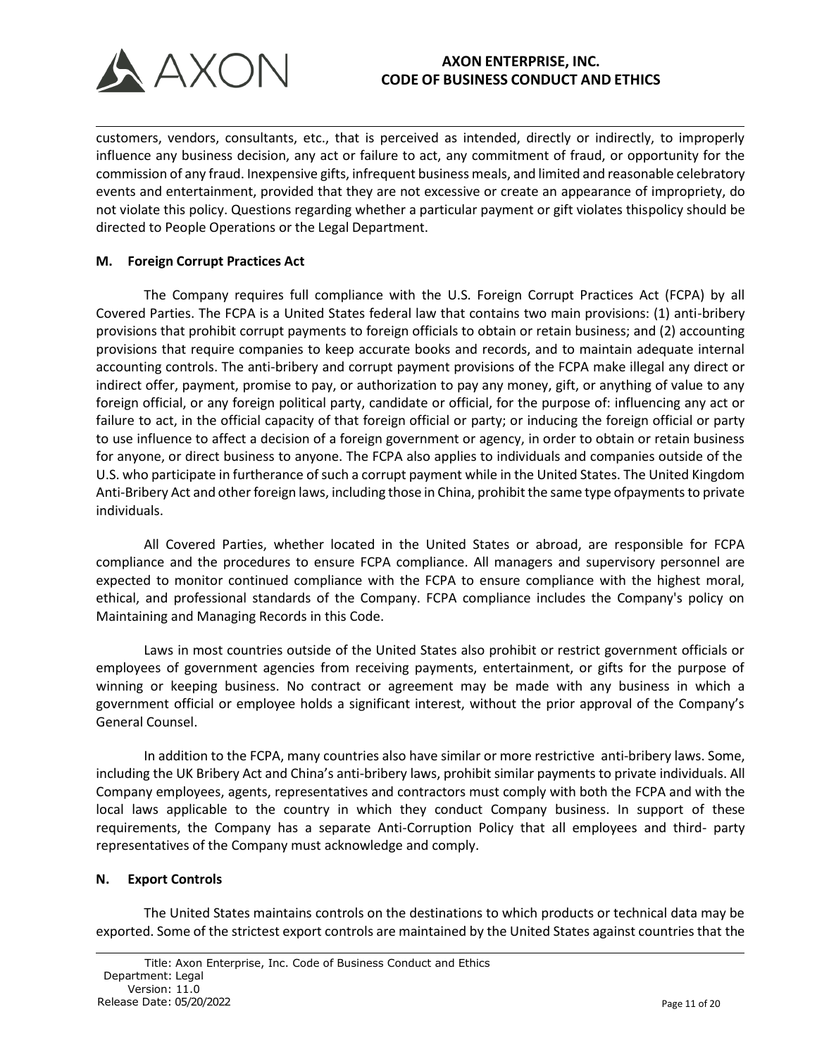customers, vendors, consultants, etc., that is perceived as intended, directly or indirectly, to improperly influence any business decision, any act or failure to act, any commitment of fraud, or opportunity for the commission of any fraud. Inexpensive gifts, infrequent business meals, and limited and reasonable celebratory events and entertainment, provided that they are not excessive or create an appearance of impropriety, do not violate this policy. Questions regarding whether a particular payment or gift violates thispolicy should be directed to People Operations or the Legal Department.

### M. Foreign Corrupt Practices Act

The Company requires full compliance with the U.S. Foreign Corrupt Practices Act (FCPA) by all Covered Parties. The FCPA is a United States federal law that contains two main provisions: (1) anti-bribery provisions that prohibit corrupt payments to foreign officials to obtain or retain business; and (2) accounting provisions that require companies to keep accurate books and records, and to maintain adequate internal accounting controls. The anti-bribery and corrupt payment provisions of the FCPA make illegal any direct or indirect offer, payment, promise to pay, or authorization to pay any money, gift, or anything of value to any foreign official, or any foreign political party, candidate or official, for the purpose of: influencing any act or failure to act, in the official capacity of that foreign official or party; or inducing the foreign official or party to use influence to affect a decision of a foreign government or agency, in order to obtain or retain business for anyone, or direct business to anyone. The FCPA also applies to individuals and companies outside of the U.S. who participate in furtherance of such a corrupt payment while in the United States. The United Kingdom Anti-Bribery Act and other foreign laws, including those in China, prohibit the same type ofpayments to private individuals.

All Covered Parties, whether located in the United States or abroad, are responsible for FCPA compliance and the procedures to ensure FCPA compliance. All managers and supervisory personnel are expected to monitor continued compliance with the FCPA to ensure compliance with the highest moral, ethical, and professional standards of the Company. FCPA compliance includes the Company's policy on Maintaining and Managing Records in this Code.

Laws in most countries outside of the United States also prohibit or restrict government officials or employees of government agencies from receiving payments, entertainment, or gifts for the purpose of winning or keeping business. No contract or agreement may be made with any business in which a government official or employee holds a significant interest, without the prior approval of the Company's General Counsel.

In addition to the FCPA, many countries also have similar or more restrictive anti-bribery laws. Some, including the UK Bribery Act and China's anti-bribery laws, prohibit similar payments to private individuals. All Company employees, agents, representatives and contractors must comply with both the FCPA and with the local laws applicable to the country in which they conduct Company business. In support of these requirements, the Company has a separate Anti-Corruption Policy that all employees and third- party representatives of the Company must acknowledge and comply.

### N. Export Controls

The United States maintains controls on the destinations to which products or technical data may be exported. Some of the strictest export controls are maintained by the United States against countries that the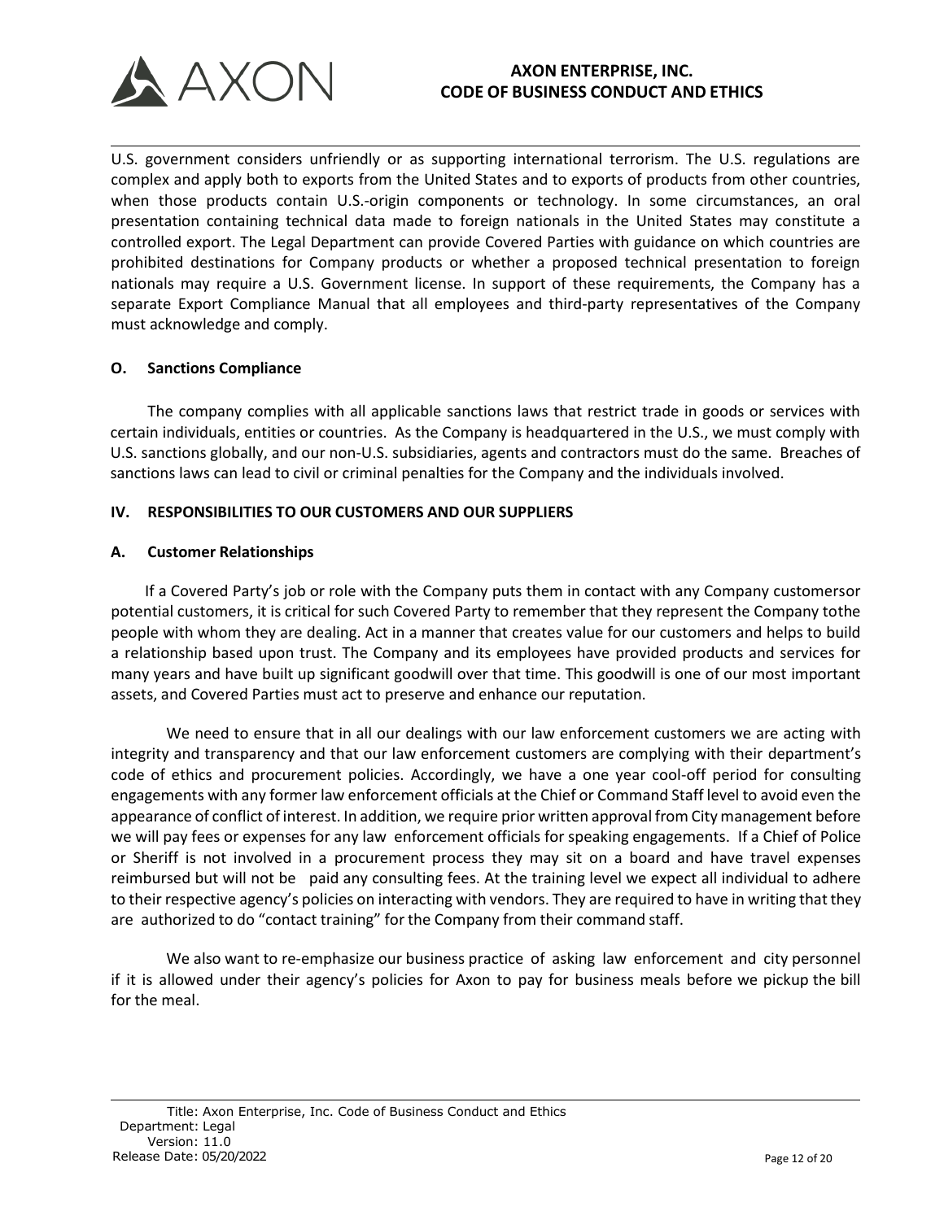U.S. government considers unfriendly or as supporting international terrorism. The U.S. regulations are complex and apply both to exports from the United States and to exports of products from other countries, when those products contain U.S.-origin components or technology. In some circumstances, an oral presentation containing technical data made to foreign nationals in the United States may constitute a controlled export. The Legal Department can provide Covered Parties with guidance on which countries are prohibited destinations for Company products or whether a proposed technical presentation to foreign nationals may require a U.S. Government license. In support of these requirements, the Company has a separate Export Compliance Manual that all employees and third-party representatives of the Company must acknowledge and comply.

### O. Sanctions Compliance

The company complies with all applicable sanctions laws that restrict trade in goods or services with certain individuals, entities or countries. As the Company is headquartered in the U.S., we must comply with U.S. sanctions globally, and our non-U.S. subsidiaries, agents and contractors must do the same. Breaches of sanctions laws can lead to civil or criminal penalties for the Company and the individuals involved.

## IV. RESPONSIBILITIES TO OUR CUSTOMERS AND OUR SUPPLIERS

### A. Customer Relationships

If a Covered Party's job or role with the Company puts them in contact with any Company customersor potential customers, it is critical for such Covered Party to remember that they represent the Company tothe people with whom they are dealing. Act in a manner that creates value for our customers and helps to build a relationship based upon trust. The Company and its employees have provided products and services for many years and have built up significant goodwill over that time. This goodwill is one of our most important assets, and Covered Parties must act to preserve and enhance our reputation.

We need to ensure that in all our dealings with our law enforcement customers we are acting with integrity and transparency and that our law enforcement customers are complying with their department's code of ethics and procurement policies. Accordingly, we have a one year cool-off period for consulting engagements with any former law enforcement officials at the Chief or Command Staff level to avoid even the appearance of conflict of interest. In addition, we require prior written approval from City management before we will pay fees or expenses for any law enforcement officials for speaking engagements. If a Chief of Police or Sheriff is not involved in a procurement process they may sit on a board and have travel expenses reimbursed but will not be paid any consulting fees. At the training level we expect all individual to adhere to their respective agency's policies on interacting with vendors. They are required to have in writing that they are authorized to do "contact training" for the Company from their command staff.

We also want to re-emphasize our business practice of asking law enforcement and city personnel if it is allowed under their agency's policies for Axon to pay for business meals before we pickup the bill for the meal.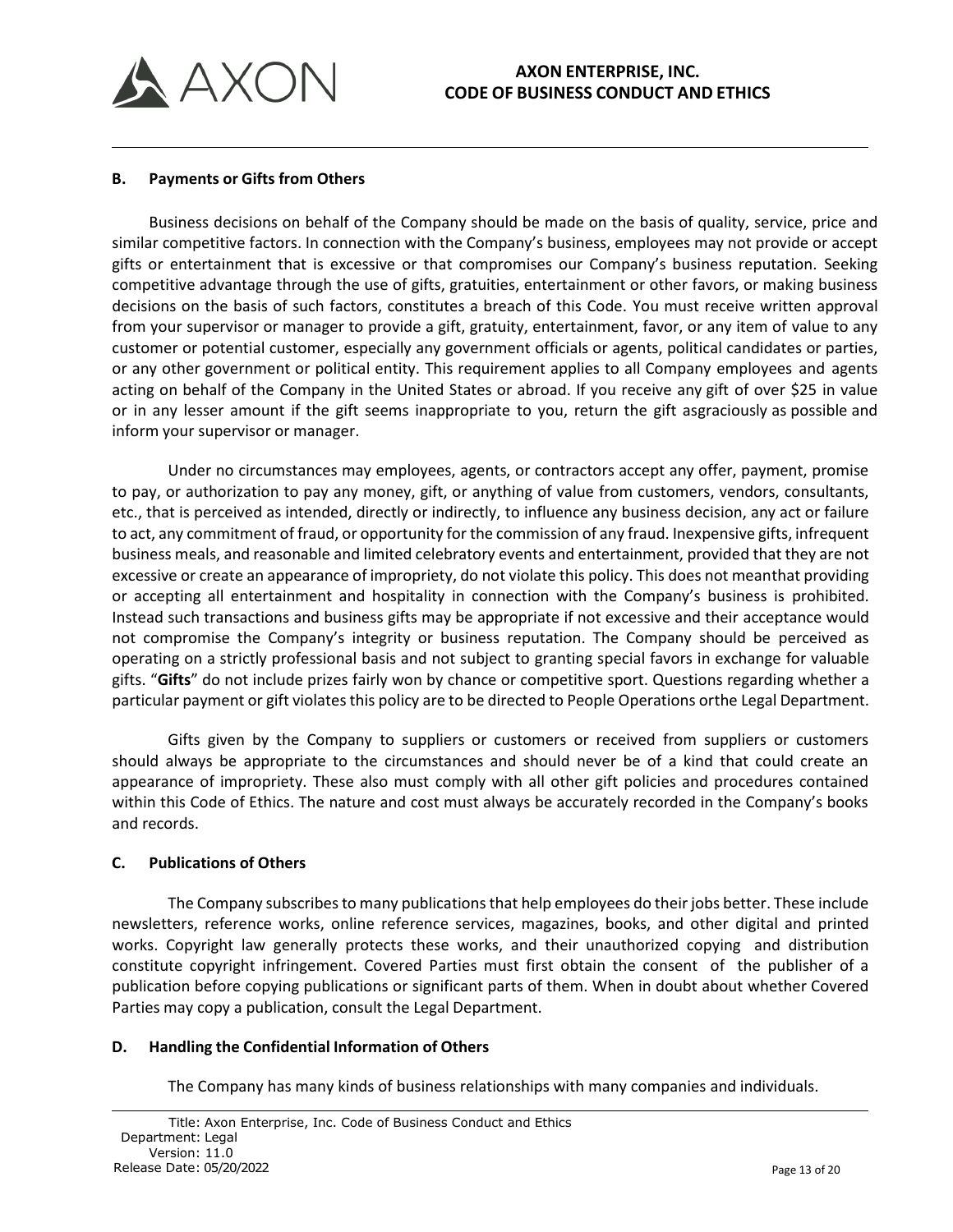### B. Payments or Gifts from Others

Business decisions on behalf of the Company should be made on the basis of quality, service, price and similar competitive factors. In connection with the Company's business, employees may not provide or accept gifts or entertainment that is excessive or that compromises our Company's business reputation. Seeking competitive advantage through the use of gifts, gratuities, entertainment or other favors, or making business decisions on the basis of such factors, constitutes a breach of this Code. You must receive written approval from your supervisor or manager to provide a gift, gratuity, entertainment, favor, or any item of value to any customer or potential customer, especially any government officials or agents, political candidates or parties, or any other government or political entity. This requirement applies to all Company employees and agents acting on behalf of the Company in the United States or abroad. If you receive any gift of over $25 in value or in any lesser amount if the gift seems inappropriate to you, return the gift asgraciously as possible and inform your supervisor or manager.

Under no circumstances may employees, agents, or contractors accept any offer, payment, promise to pay, or authorization to pay any money, gift, or anything of value from customers, vendors, consultants, etc., that is perceived as intended, directly or indirectly, to influence any business decision, any act or failure to act, any commitment of fraud, or opportunity for the commission of any fraud. Inexpensive gifts, infrequent business meals, and reasonable and limited celebratory events and entertainment, provided that they are not excessive or create an appearance of impropriety, do not violate this policy. This does not meanthat providing or accepting all entertainment and hospitality in connection with the Company's business is prohibited. Instead such transactions and business gifts may be appropriate if not excessive and their acceptance would not compromise the Company's integrity or business reputation. The Company should be perceived as operating on a strictly professional basis and not subject to granting special favors in exchange for valuable gifts. "**Gifts**" do not include prizes fairly won by chance or competitive sport. Questions regarding whether a particular payment or gift violates this policy are to be directed to People Operations orthe Legal Department.

Gifts given by the Company to suppliers or customers or received from suppliers or customers should always be appropriate to the circumstances and should never be of a kind that could create an appearance of impropriety. These also must comply with all other gift policies and procedures contained within this Code of Ethics. The nature and cost must always be accurately recorded in the Company's books and records.

### C. Publications of Others

The Company subscribes to many publications that help employees do their jobs better. These include newsletters, reference works, online reference services, magazines, books, and other digital and printed works. Copyright law generally protects these works, and their unauthorized copying and distribution constitute copyright infringement. Covered Parties must first obtain the consent of the publisher of a publication before copying publications or significant parts of them. When in doubt about whether Covered Parties may copy a publication, consult the Legal Department.

### D. Handling the Confidential Information of Others

The Company has many kinds of business relationships with many companies and individuals.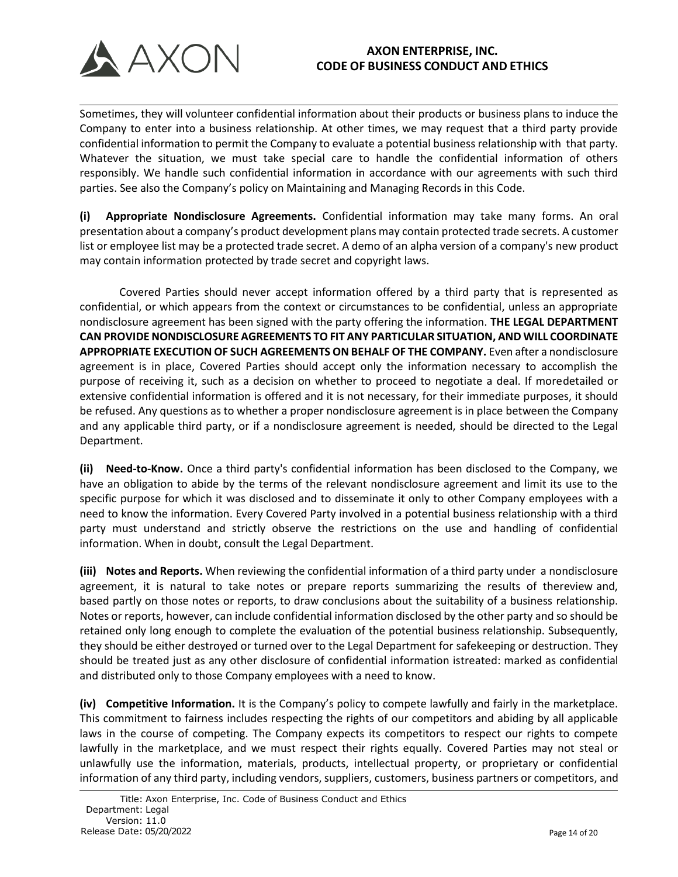Sometimes, they will volunteer confidential information about their products or business plans to induce the Company to enter into a business relationship. At other times, we may request that a third party provide confidential information to permit the Company to evaluate a potential business relationship with that party. Whatever the situation, we must take special care to handle the confidential information of others responsibly. We handle such confidential information in accordance with our agreements with such third parties. See also the Company's policy on Maintaining and Managing Records in this Code.

**(i) Appropriate Nondisclosure Agreements.** Confidential information may take many forms. An oral presentation about a company's product development plans may contain protected trade secrets. A customer list or employee list may be a protected trade secret. A demo of an alpha version of a company's new product may contain information protected by trade secret and copyright laws.

Covered Parties should never accept information offered by a third party that is represented as confidential, or which appears from the context or circumstances to be confidential, unless an appropriate nondisclosure agreement has been signed with the party offering the information. **THE LEGAL DEPARTMENT CAN PROVIDE NONDISCLOSURE AGREEMENTS TO FIT ANY PARTICULAR SITUATION, AND WILL COORDINATE APPROPRIATE EXECUTION OF SUCH AGREEMENTS ON BEHALF OF THE COMPANY.** Even after a nondisclosure agreement is in place, Covered Parties should accept only the information necessary to accomplish the purpose of receiving it, such as a decision on whether to proceed to negotiate a deal. If moredetailed or extensive confidential information is offered and it is not necessary, for their immediate purposes, it should be refused. Any questions as to whether a proper nondisclosure agreement is in place between the Company and any applicable third party, or if a nondisclosure agreement is needed, should be directed to the Legal Department.

**(ii) Need-to-Know.** Once a third party's confidential information has been disclosed to the Company, we have an obligation to abide by the terms of the relevant nondisclosure agreement and limit its use to the specific purpose for which it was disclosed and to disseminate it only to other Company employees with a need to know the information. Every Covered Party involved in a potential business relationship with a third party must understand and strictly observe the restrictions on the use and handling of confidential information. When in doubt, consult the Legal Department.

**(iii) Notes and Reports.** When reviewing the confidential information of a third party under a nondisclosure agreement, it is natural to take notes or prepare reports summarizing the results of thereview and, based partly on those notes or reports, to draw conclusions about the suitability of a business relationship. Notes or reports, however, can include confidential information disclosed by the other party and so should be retained only long enough to complete the evaluation of the potential business relationship. Subsequently, they should be either destroyed or turned over to the Legal Department for safekeeping or destruction. They should be treated just as any other disclosure of confidential information istreated: marked as confidential and distributed only to those Company employees with a need to know.

**(iv) Competitive Information.** It is the Company's policy to compete lawfully and fairly in the marketplace. This commitment to fairness includes respecting the rights of our competitors and abiding by all applicable laws in the course of competing. The Company expects its competitors to respect our rights to compete lawfully in the marketplace, and we must respect their rights equally. Covered Parties may not steal or unlawfully use the information, materials, products, intellectual property, or proprietary or confidential information of any third party, including vendors, suppliers, customers, business partners or competitors, and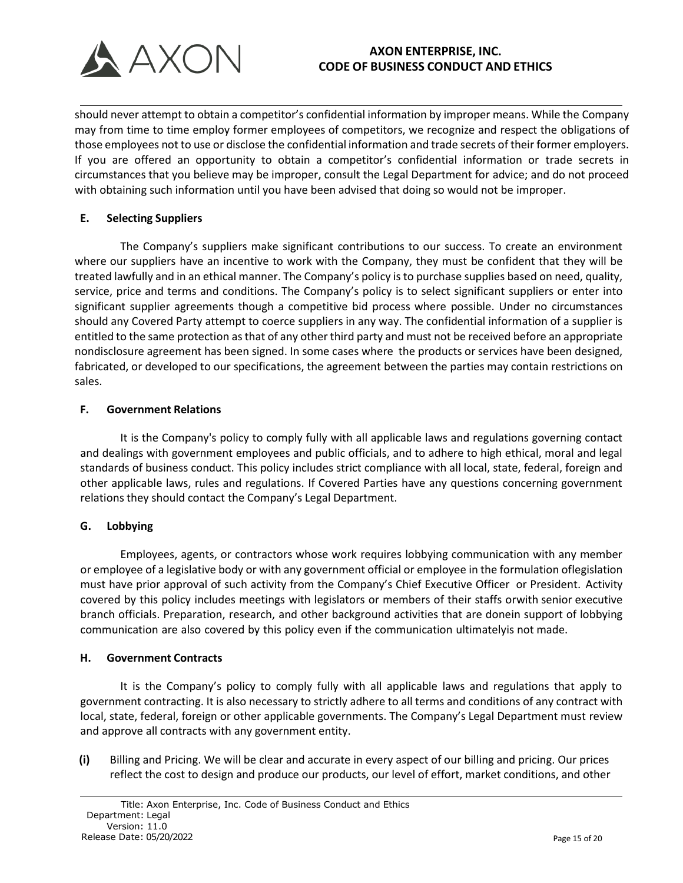should never attempt to obtain a competitor's confidential information by improper means. While the Company may from time to time employ former employees of competitors, we recognize and respect the obligations of those employees not to use or disclose the confidential information and trade secrets of their former employers. If you are offered an opportunity to obtain a competitor's confidential information or trade secrets in circumstances that you believe may be improper, consult the Legal Department for advice; and do not proceed with obtaining such information until you have been advised that doing so would not be improper.

### E. Selecting Suppliers

The Company's suppliers make significant contributions to our success. To create an environment where our suppliers have an incentive to work with the Company, they must be confident that they will be treated lawfully and in an ethical manner. The Company's policy is to purchase supplies based on need, quality, service, price and terms and conditions. The Company's policy is to select significant suppliers or enter into significant supplier agreements though a competitive bid process where possible. Under no circumstances should any Covered Party attempt to coerce suppliers in any way. The confidential information of a supplier is entitled to the same protection as that of any other third party and must not be received before an appropriate nondisclosure agreement has been signed. In some cases where the products or services have been designed, fabricated, or developed to our specifications, the agreement between the parties may contain restrictions on sales.

### F. Government Relations

It is the Company's policy to comply fully with all applicable laws and regulations governing contact and dealings with government employees and public officials, and to adhere to high ethical, moral and legal standards of business conduct. This policy includes strict compliance with all local, state, federal, foreign and other applicable laws, rules and regulations. If Covered Parties have any questions concerning government relations they should contact the Company's Legal Department.

### G. Lobbying

Employees, agents, or contractors whose work requires lobbying communication with any member or employee of a legislative body or with any government official or employee in the formulation oflegislation must have prior approval of such activity from the Company's Chief Executive Officer or President. Activity covered by this policy includes meetings with legislators or members of their staffs orwith senior executive branch officials. Preparation, research, and other background activities that are donein support of lobbying communication are also covered by this policy even if the communication ultimatelyis not made.

### H. Government Contracts

It is the Company's policy to comply fully with all applicable laws and regulations that apply to government contracting. It is also necessary to strictly adhere to all terms and conditions of any contract with local, state, federal, foreign or other applicable governments. The Company's Legal Department must review and approve all contracts with any government entity.

**(i)** Billing and Pricing. We will be clear and accurate in every aspect of our billing and pricing. Our prices reflect the cost to design and produce our products, our level of effort, market conditions, and other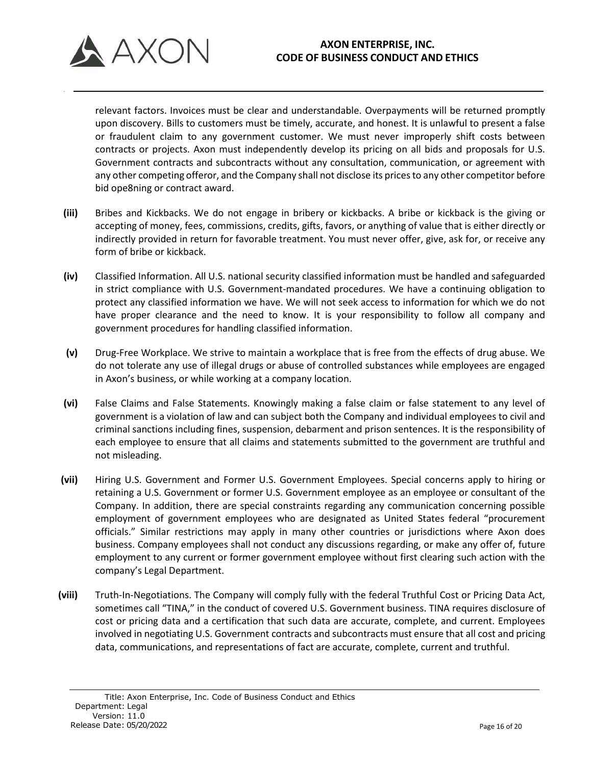relevant factors. Invoices must be clear and understandable. Overpayments will be returned promptly upon discovery. Bills to customers must be timely, accurate, and honest. It is unlawful to present a false or fraudulent claim to any government customer. We must never improperly shift costs between contracts or projects. Axon must independently develop its pricing on all bids and proposals for U.S. Government contracts and subcontracts without any consultation, communication, or agreement with any other competing offeror, and the Company shall not disclose its prices to any other competitor before bid ope8ning or contract award.

**(iii)** Bribes and Kickbacks. We do not engage in bribery or kickbacks. A bribe or kickback is the giving or accepting of money, fees, commissions, credits, gifts, favors, or anything of value that is either directly or indirectly provided in return for favorable treatment. You must never offer, give, ask for, or receive any form of bribe or kickback.

**(iv)** Classified Information. All U.S. national security classified information must be handled and safeguarded in strict compliance with U.S. Government-mandated procedures. We have a continuing obligation to protect any classified information we have. We will not seek access to information for which we do not have proper clearance and the need to know. It is your responsibility to follow all company and government procedures for handling classified information.

**(v)** Drug-Free Workplace. We strive to maintain a workplace that is free from the effects of drug abuse. We do not tolerate any use of illegal drugs or abuse of controlled substances while employees are engaged in Axon's business, or while working at a company location.

**(vi)** False Claims and False Statements. Knowingly making a false claim or false statement to any level of government is a violation of law and can subject both the Company and individual employees to civil and criminal sanctions including fines, suspension, debarment and prison sentences. It is the responsibility of each employee to ensure that all claims and statements submitted to the government are truthful and not misleading.

**(vii)** Hiring U.S. Government and Former U.S. Government Employees. Special concerns apply to hiring or retaining a U.S. Government or former U.S. Government employee as an employee or consultant of the Company. In addition, there are special constraints regarding any communication concerning possible employment of government employees who are designated as United States federal "procurement officials." Similar restrictions may apply in many other countries or jurisdictions where Axon does business. Company employees shall not conduct any discussions regarding, or make any offer of, future employment to any current or former government employee without first clearing such action with the company's Legal Department.

**(viii)** Truth-In-Negotiations. The Company will comply fully with the federal Truthful Cost or Pricing Data Act, sometimes call "TINA," in the conduct of covered U.S. Government business. TINA requires disclosure of cost or pricing data and a certification that such data are accurate, complete, and current. Employees involved in negotiating U.S. Government contracts and subcontracts must ensure that all cost and pricing data, communications, and representations of fact are accurate, complete, current and truthful.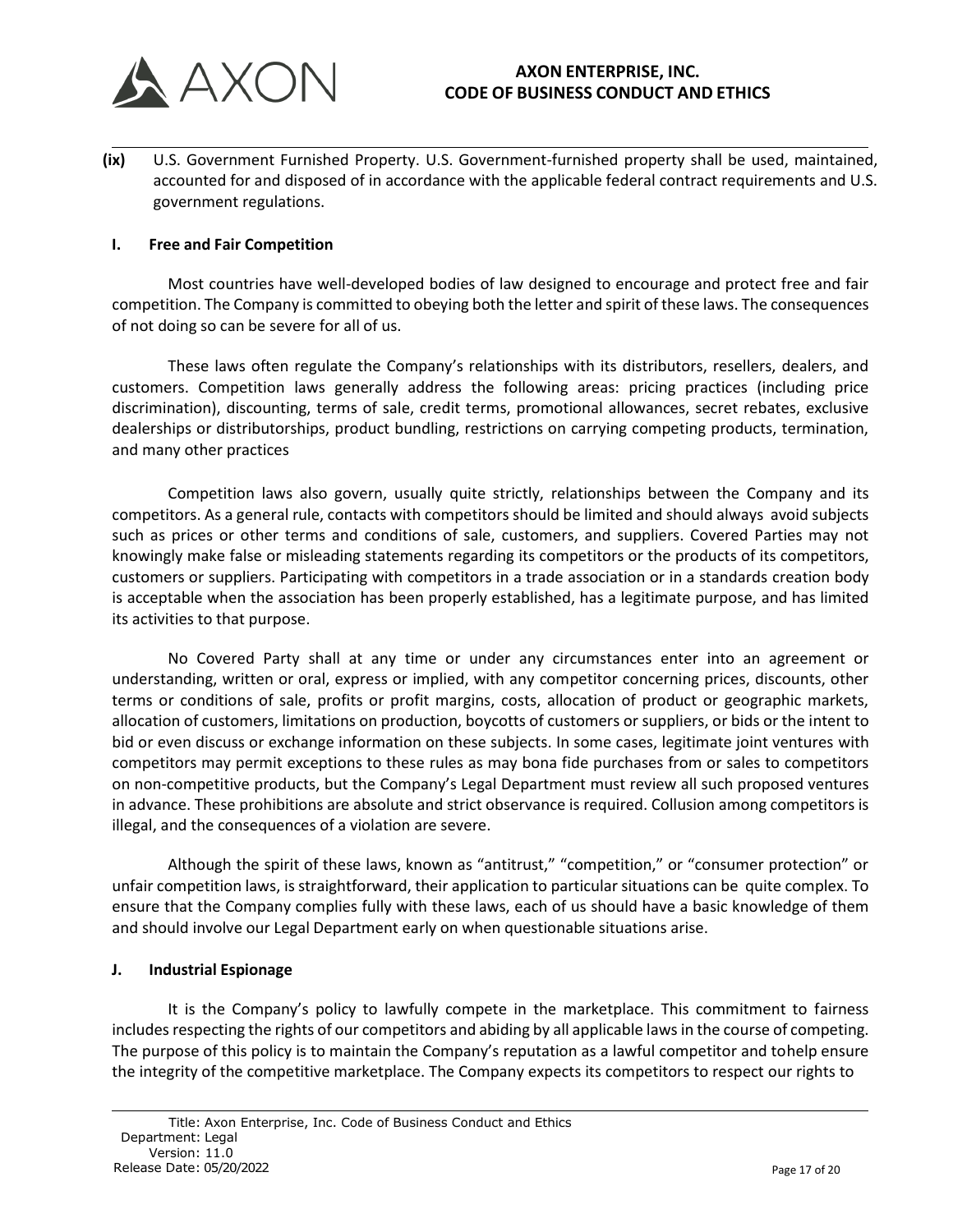**(ix)** U.S. Government Furnished Property. U.S. Government-furnished property shall be used, maintained, accounted for and disposed of in accordance with the applicable federal contract requirements and U.S. government regulations.

### I. Free and Fair Competition

Most countries have well-developed bodies of law designed to encourage and protect free and fair competition. The Company is committed to obeying both the letter and spirit of these laws. The consequences of not doing so can be severe for all of us.

These laws often regulate the Company's relationships with its distributors, resellers, dealers, and customers. Competition laws generally address the following areas: pricing practices (including price discrimination), discounting, terms of sale, credit terms, promotional allowances, secret rebates, exclusive dealerships or distributorships, product bundling, restrictions on carrying competing products, termination, and many other practices

Competition laws also govern, usually quite strictly, relationships between the Company and its competitors. As a general rule, contacts with competitors should be limited and should always avoid subjects such as prices or other terms and conditions of sale, customers, and suppliers. Covered Parties may not knowingly make false or misleading statements regarding its competitors or the products of its competitors, customers or suppliers. Participating with competitors in a trade association or in a standards creation body is acceptable when the association has been properly established, has a legitimate purpose, and has limited its activities to that purpose.

No Covered Party shall at any time or under any circumstances enter into an agreement or understanding, written or oral, express or implied, with any competitor concerning prices, discounts, other terms or conditions of sale, profits or profit margins, costs, allocation of product or geographic markets, allocation of customers, limitations on production, boycotts of customers or suppliers, or bids or the intent to bid or even discuss or exchange information on these subjects. In some cases, legitimate joint ventures with competitors may permit exceptions to these rules as may bona fide purchases from or sales to competitors on non-competitive products, but the Company's Legal Department must review all such proposed ventures in advance. These prohibitions are absolute and strict observance is required. Collusion among competitors is illegal, and the consequences of a violation are severe.

Although the spirit of these laws, known as "antitrust," "competition," or "consumer protection" or unfair competition laws, is straightforward, their application to particular situations can be quite complex. To ensure that the Company complies fully with these laws, each of us should have a basic knowledge of them and should involve our Legal Department early on when questionable situations arise.

### J. Industrial Espionage

It is the Company's policy to lawfully compete in the marketplace. This commitment to fairness includes respecting the rights of our competitors and abiding by all applicable laws in the course of competing. The purpose of this policy is to maintain the Company's reputation as a lawful competitor and tohelp ensure the integrity of the competitive marketplace. The Company expects its competitors to respect our rights to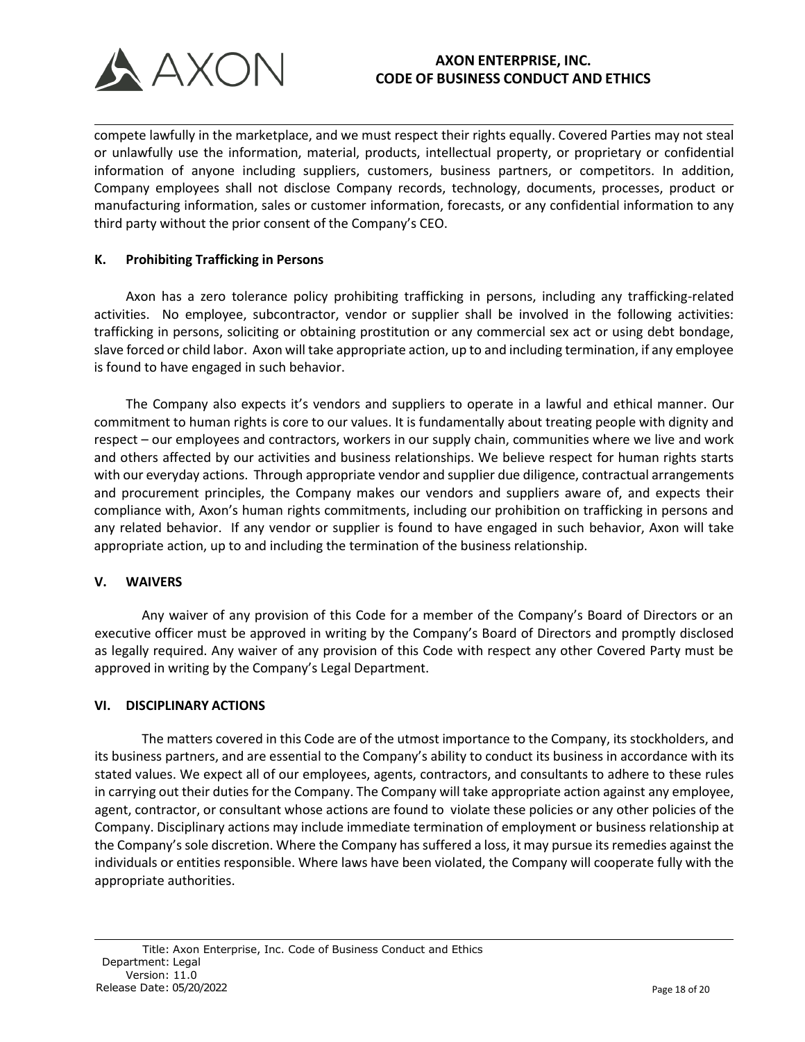compete lawfully in the marketplace, and we must respect their rights equally. Covered Parties may not steal or unlawfully use the information, material, products, intellectual property, or proprietary or confidential information of anyone including suppliers, customers, business partners, or competitors. In addition, Company employees shall not disclose Company records, technology, documents, processes, product or manufacturing information, sales or customer information, forecasts, or any confidential information to any third party without the prior consent of the Company's CEO.

### K. Prohibiting Trafficking in Persons

Axon has a zero tolerance policy prohibiting trafficking in persons, including any trafficking-related activities. No employee, subcontractor, vendor or supplier shall be involved in the following activities: trafficking in persons, soliciting or obtaining prostitution or any commercial sex act or using debt bondage, slave forced or child labor. Axon will take appropriate action, up to and including termination, if any employee is found to have engaged in such behavior.

The Company also expects it's vendors and suppliers to operate in a lawful and ethical manner. Our commitment to human rights is core to our values. It is fundamentally about treating people with dignity and respect – our employees and contractors, workers in our supply chain, communities where we live and work and others affected by our activities and business relationships. We believe respect for human rights starts with our everyday actions. Through appropriate vendor and supplier due diligence, contractual arrangements and procurement principles, the Company makes our vendors and suppliers aware of, and expects their compliance with, Axon's human rights commitments, including our prohibition on trafficking in persons and any related behavior. If any vendor or supplier is found to have engaged in such behavior, Axon will take appropriate action, up to and including the termination of the business relationship.

## V. WAIVERS

Any waiver of any provision of this Code for a member of the Company's Board of Directors or an executive officer must be approved in writing by the Company's Board of Directors and promptly disclosed as legally required. Any waiver of any provision of this Code with respect any other Covered Party must be approved in writing by the Company's Legal Department.

## VI. DISCIPLINARY ACTIONS

The matters covered in this Code are of the utmost importance to the Company, its stockholders, and its business partners, and are essential to the Company's ability to conduct its business in accordance with its stated values. We expect all of our employees, agents, contractors, and consultants to adhere to these rules in carrying out their duties for the Company. The Company will take appropriate action against any employee, agent, contractor, or consultant whose actions are found to violate these policies or any other policies of the Company. Disciplinary actions may include immediate termination of employment or business relationship at the Company's sole discretion. Where the Company has suffered a loss, it may pursue its remedies against the individuals or entities responsible. Where laws have been violated, the Company will cooperate fully with the appropriate authorities.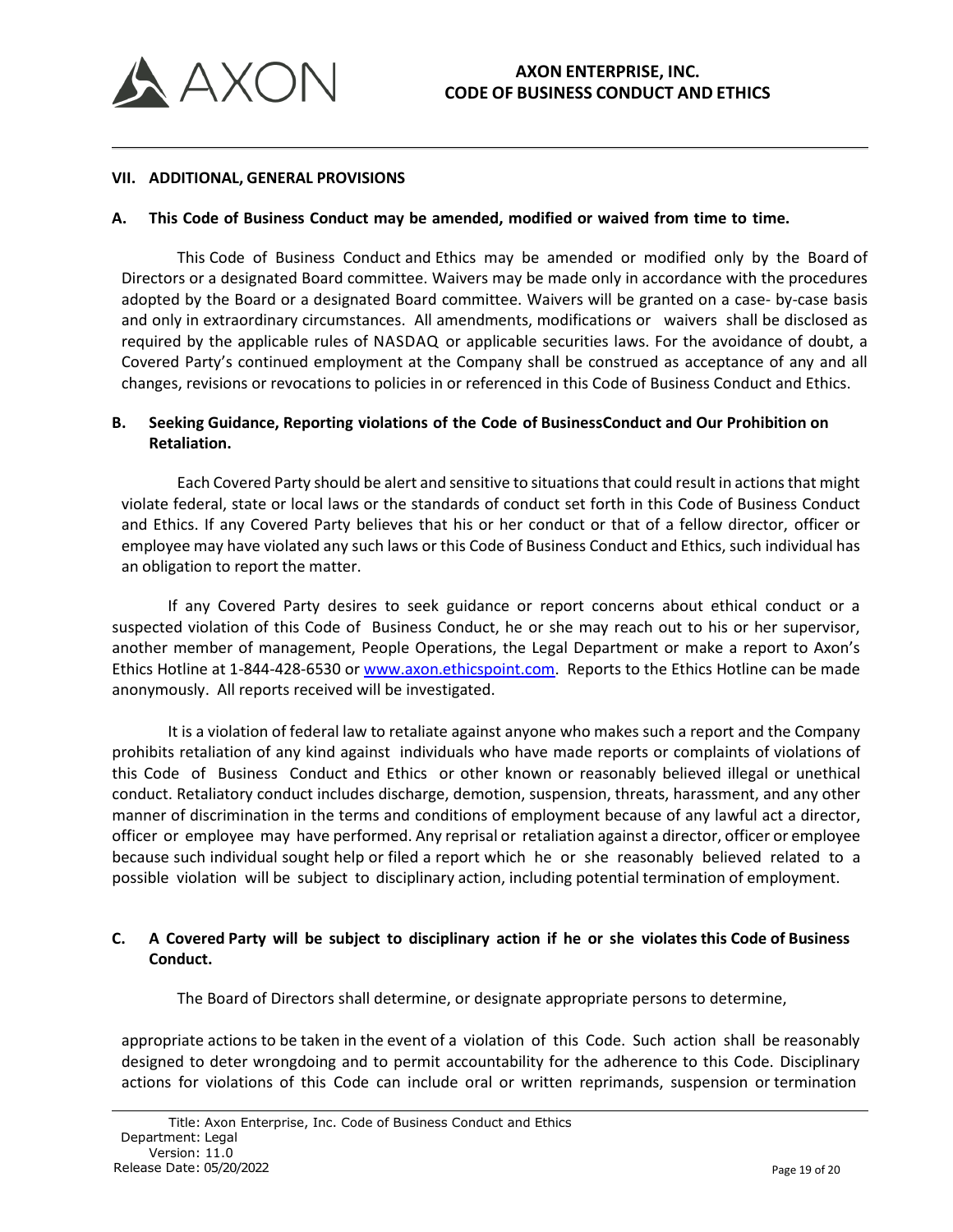## VII. ADDITIONAL, GENERAL PROVISIONS

### A. This Code of Business Conduct may be amended, modified or waived from time to time.

This Code of Business Conduct and Ethics may be amended or modified only by the Board of Directors or a designated Board committee. Waivers may be made only in accordance with the procedures adopted by the Board or a designated Board committee. Waivers will be granted on a case- by-case basis and only in extraordinary circumstances. All amendments, modifications or waivers shall be disclosed as required by the applicable rules of NASDAQ or applicable securities laws. For the avoidance of doubt, a Covered Party's continued employment at the Company shall be construed as acceptance of any and all changes, revisions or revocations to policies in or referenced in this Code of Business Conduct and Ethics.

### B. Seeking Guidance, Reporting violations of the Code of BusinessConduct and Our Prohibition on Retaliation.

Each Covered Party should be alert and sensitive to situations that could result in actions that might violate federal, state or local laws or the standards of conduct set forth in this Code of Business Conduct and Ethics. If any Covered Party believes that his or her conduct or that of a fellow director, officer or employee may have violated any such laws or this Code of Business Conduct and Ethics, such individual has an obligation to report the matter.

If any Covered Party desires to seek guidance or report concerns about ethical conduct or a suspected violation of this Code of Business Conduct, he or she may reach out to his or her supervisor, another member of management, People Operations, the Legal Department or make a report to Axon's Ethics Hotline at 1-844-428-6530 or [www.axon.ethicspoint.com](http://www.axon.ethicspoint.com). Reports to the Ethics Hotline can be made anonymously. All reports received will be investigated.

It is a violation of federal law to retaliate against anyone who makes such a report and the Company prohibits retaliation of any kind against individuals who have made reports or complaints of violations of this Code of Business Conduct and Ethics or other known or reasonably believed illegal or unethical conduct. Retaliatory conduct includes discharge, demotion, suspension, threats, harassment, and any other manner of discrimination in the terms and conditions of employment because of any lawful act a director, officer or employee may have performed. Any reprisal or retaliation against a director, officer or employee because such individual sought help or filed a report which he or she reasonably believed related to a possible violation will be subject to disciplinary action, including potential termination of employment.

### C. A Covered Party will be subject to disciplinary action if he or she violates this Code of Business Conduct.

The Board of Directors shall determine, or designate appropriate persons to determine,

appropriate actions to be taken in the event of a violation of this Code. Such action shall be reasonably designed to deter wrongdoing and to permit accountability for the adherence to this Code. Disciplinary actions for violations of this Code can include oral or written reprimands, suspension or termination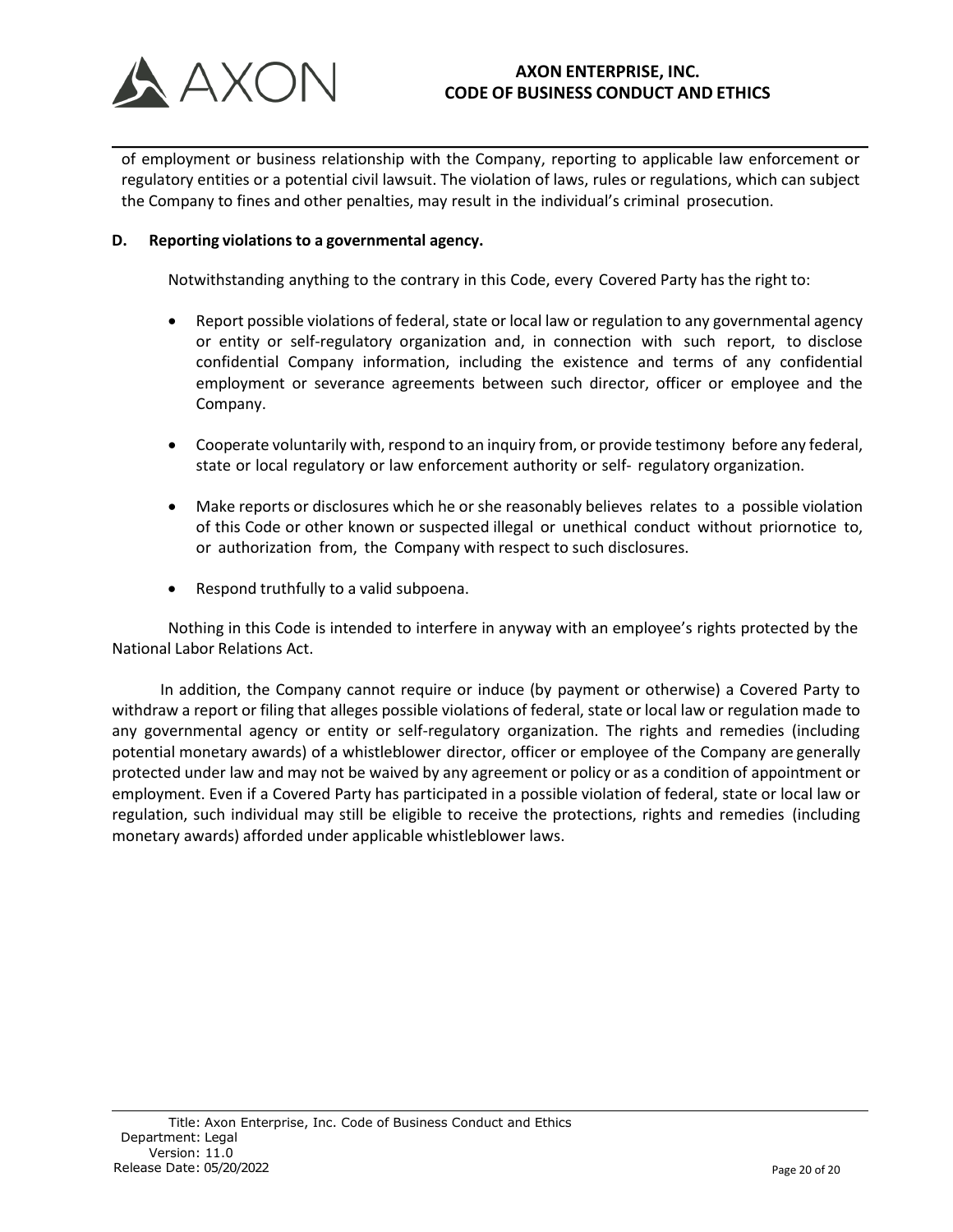of employment or business relationship with the Company, reporting to applicable law enforcement or regulatory entities or a potential civil lawsuit. The violation of laws, rules or regulations, which can subject the Company to fines and other penalties, may result in the individual's criminal prosecution.

**D. Reporting violations to a governmental agency.**

Notwithstanding anything to the contrary in this Code, every Covered Party has the right to:

- Report possible violations of federal, state or local law or regulation to any governmental agency or entity or self-regulatory organization and, in connection with such report, to disclose confidential Company information, including the existence and terms of any confidential employment or severance agreements between such director, officer or employee and the Company.
- Cooperate voluntarily with, respond to an inquiry from, or provide testimony before any federal, state or local regulatory or law enforcement authority or self- regulatory organization.
- Make reports or disclosures which he or she reasonably believes relates to a possible violation of this Code or other known or suspected illegal or unethical conduct without priornotice to, or authorization from, the Company with respect to such disclosures.
- Respond truthfully to a valid subpoena.

Nothing in this Code is intended to interfere in anyway with an employee's rights protected by the National Labor Relations Act.

In addition, the Company cannot require or induce (by payment or otherwise) a Covered Party to withdraw a report or filing that alleges possible violations of federal, state or local law or regulation made to any governmental agency or entity or self-regulatory organization. The rights and remedies (including potential monetary awards) of a whistleblower director, officer or employee of the Company are generally protected under law and may not be waived by any agreement or policy or as a condition of appointment or employment. Even if a Covered Party has participated in a possible violation of federal, state or local law or regulation, such individual may still be eligible to receive the protections, rights and remedies (including monetary awards) afforded under applicable whistleblower laws.